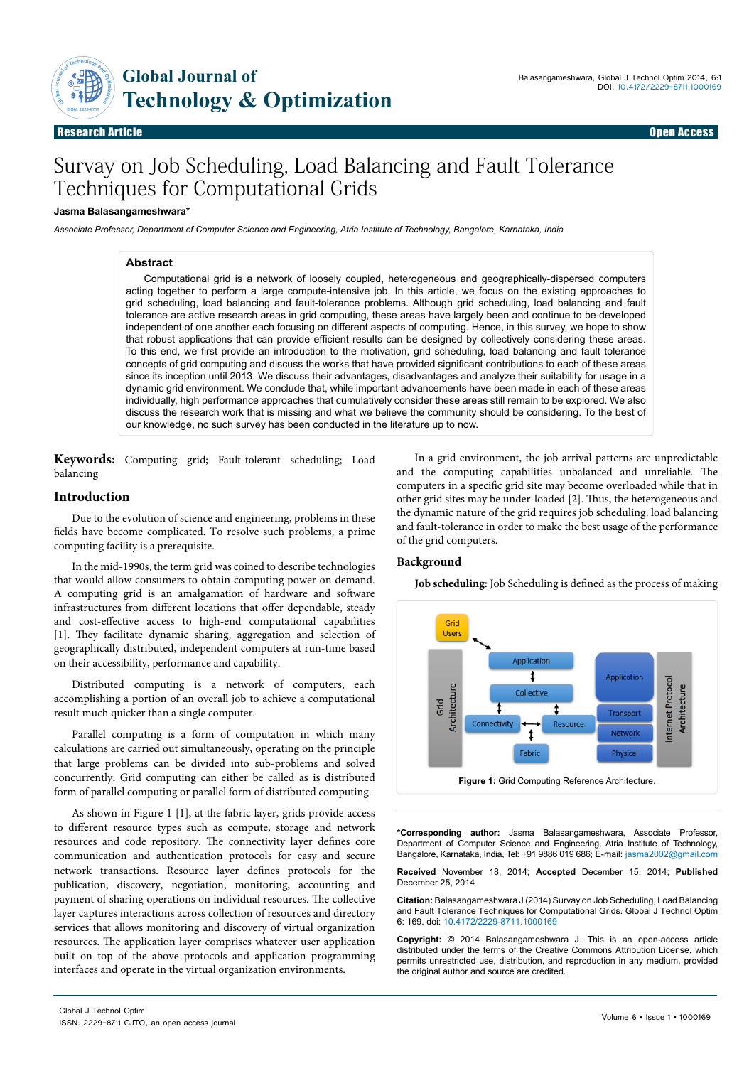# Survey on Job Scheduling, Load Balancing and Fault Tolerance Techniques for Computational Grids

**Jasma Balasangameshwara***

*Associate Professor, Department of Computer Science and Engineering, Atria Institute of Technology, Bangalore, Karnataka, India*

Research Article — Open Access

## Abstract

Computational grid is a network of loosely coupled, heterogeneous and geographically-dispersed computers acting together to perform a large compute-intensive job. In this article, we focus on the existing approaches to grid scheduling, load balancing and fault-tolerance problems. Although grid scheduling, load balancing and fault tolerance are active research areas in grid computing, these areas have largely been and continue to be developed independent of one another each focusing on different aspects of computing. Hence, in this survey, we hope to show that robust applications that can provide efficient results can be designed by collectively considering these areas. To this end, we first provide an introduction to the motivation, grid scheduling, load balancing and fault tolerance concepts of grid computing and discuss the works that have provided significant contributions to each of these areas since its inception until 2013. We discuss their advantages, disadvantages and analyze their suitability for usage in a dynamic grid environment. We conclude that, while important advancements have been made in each of these areas individually, high performance approaches that cumulatively consider these areas still remain to be explored. We also discuss the research work that is missing and what we believe the community should be considering. To the best of our knowledge, no such survey has been conducted in the literature up to now.

**Keywords:** Computing grid; Fault-tolerant scheduling; Load balancing

## Introduction

Due to the evolution of science and engineering, problems in these fields have become complicated. To resolve such problems, a prime computing facility is a prerequisite.

In the mid-1990s, the term grid was coined to describe technologies that would allow consumers to obtain computing power on demand. A computing grid is an amalgamation of hardware and software infrastructures from different locations that offer dependable, steady and cost-effective access to high-end computational capabilities [1]. They facilitate dynamic sharing, aggregation and selection of geographically distributed, independent computers at run-time based on their accessibility, performance and capability.

Distributed computing is a network of computers, each accomplishing a portion of an overall job to achieve a computational result much quicker than a single computer.

Parallel computing is a form of computation in which many calculations are carried out simultaneously, operating on the principle that large problems can be divided into sub-problems and solved concurrently. Grid computing can either be called as is distributed form of parallel computing or parallel form of distributed computing.

As shown in Figure 1 [1], at the fabric layer, grids provide access to different resource types such as compute, storage and network resources and code repository. The connectivity layer defines core communication and authentication protocols for easy and secure network transactions. Resource layer defines protocols for the publication, discovery, negotiation, monitoring, accounting and payment of sharing operations on individual resources. The collective layer captures interactions across collection of resources and directory services that allows monitoring and discovery of virtual organization resources. The application layer comprises whatever user application built on top of the above protocols and application programming interfaces and operate in the virtual organization environments.

In a grid environment, the job arrival patterns are unpredictable and the computing capabilities unbalanced and unreliable. The computers in a specific grid site may become overloaded while that in other grid sites may be under-loaded [2]. Thus, the heterogeneous and the dynamic nature of the grid requires job scheduling, load balancing and fault-tolerance in order to make the best usage of the performance of the grid computers.

## Background

**Job scheduling:** Job Scheduling is defined as the process of making

Figure 1: Grid Computing Reference Architecture.

---

***Corresponding author:** Jasma Balasangameshwara, Associate Professor, Department of Computer Science and Engineering, Atria Institute of Technology, Bangalore, Karnataka, India, Tel: +91 9886 019 686; E-mail: jasma2002@gmail.com

**Received** November 18, 2014; **Accepted** December 15, 2014; **Published** December 25, 2014

**Citation:** Balasangameshwara J (2014) Survey on Job Scheduling, Load Balancing and Fault Tolerance Techniques for Computational Grids. Global J Technol Optim 6: 169. doi: 10.4172/2229-8711.1000169

**Copyright:** © 2014 Balasangameshwara J. This is an open-access article distributed under the terms of the Creative Commons Attribution License, which permits unrestricted use, distribution, and reproduction in any medium, provided the original author and source are credited.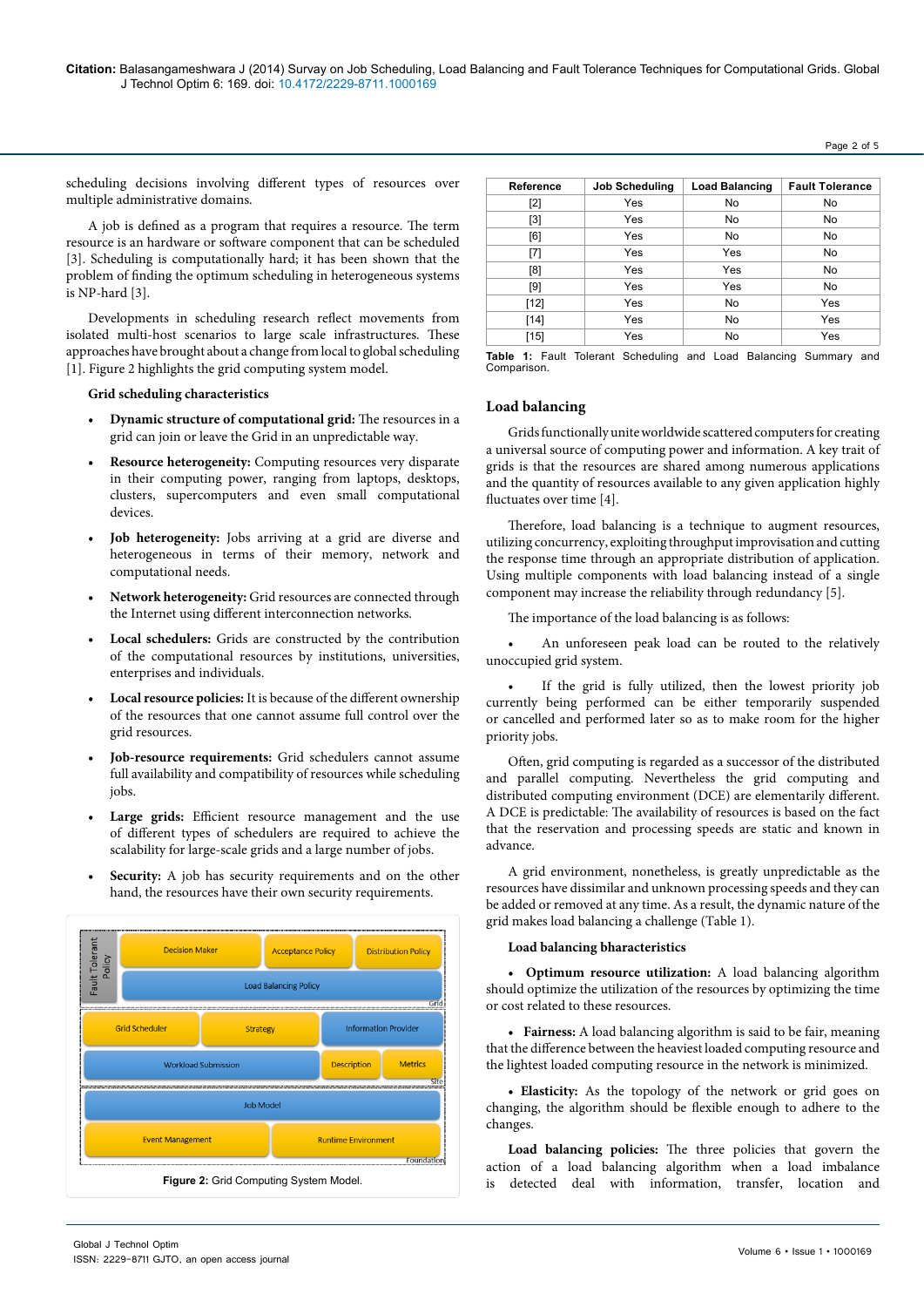scheduling decisions involving different types of resources over multiple administrative domains.

A job is defined as a program that requires a resource. The term resource is an hardware or software component that can be scheduled [3]. Scheduling is computationally hard; it has been shown that the problem of finding the optimum scheduling in heterogeneous systems is NP-hard [3].

Developments in scheduling research reflect movements from isolated multi-host scenarios to large scale infrastructures. These approaches have brought about a change from local to global scheduling [1]. Figure 2 highlights the grid computing system model.

### Grid scheduling characteristics

- **Dynamic structure of computational grid:** The resources in a grid can join or leave the Grid in an unpredictable way.
- **Resource heterogeneity:** Computing resources very disparate in their computing power, ranging from laptops, desktops, clusters, supercomputers and even small computational devices.
- **Job heterogeneity:** Jobs arriving at a grid are diverse and heterogeneous in terms of their memory, network and computational needs.
- **Network heterogeneity:** Grid resources are connected through the Internet using different interconnection networks.
- **Local schedulers:** Grids are constructed by the contribution of the computational resources by institutions, universities, enterprises and individuals.
- **Local resource policies:** It is because of the different ownership of the resources that one cannot assume full control over the grid resources.
- **Job-resource requirements:** Grid schedulers cannot assume full availability and compatibility of resources while scheduling jobs.
- **Large grids:** Efficient resource management and the use of different types of schedulers are required to achieve the scalability for large-scale grids and a large number of jobs.
- **Security:** A job has security requirements and on the other hand, the resources have their own security requirements.

Fault Tolerant Policy | Decision Maker | Acceptance Policy | Distribution Policy | Load Balancing Policy | Grid | Grid Scheduler | Strategy | Information Provider | Workload Submission | Description | Metrics | Site | Job Model | Event Management | Runtime Environment | Foundation

**Figure 2:** Grid Computing System Model.

| Reference | Job Scheduling | Load Balancing | Fault Tolerance |
|---|---|---|---|
| [2] | Yes | No | No |
| [3] | Yes | No | No |
| [6] | Yes | No | No |
| [7] | Yes | Yes | No |
| [8] | Yes | Yes | No |
| [9] | Yes | Yes | No |
| [12] | Yes | No | Yes |
| [14] | Yes | No | Yes |
| [15] | Yes | No | Yes |

**Table 1:** Fault Tolerant Scheduling and Load Balancing Summary and Comparison.

## Load balancing

Grids functionally unite worldwide scattered computers for creating a universal source of computing power and information. A key trait of grids is that the resources are shared among numerous applications and the quantity of resources available to any given application highly fluctuates over time [4].

Therefore, load balancing is a technique to augment resources, utilizing concurrency, exploiting throughput improvisation and cutting the response time through an appropriate distribution of application. Using multiple components with load balancing instead of a single component may increase the reliability through redundancy [5].

The importance of the load balancing is as follows:

- An unforeseen peak load can be routed to the relatively unoccupied grid system.
- If the grid is fully utilized, then the lowest priority job currently being performed can be either temporarily suspended or cancelled and performed later so as to make room for the higher priority jobs.

Often, grid computing is regarded as a successor of the distributed and parallel computing. Nevertheless the grid computing and distributed computing environment (DCE) are elementarily different. A DCE is predictable: The availability of resources is based on the fact that the reservation and processing speeds are static and known in advance.

A grid environment, nonetheless, is greatly unpredictable as the resources have dissimilar and unknown processing speeds and they can be added or removed at any time. As a result, the dynamic nature of the grid makes load balancing a challenge (Table 1).

### Load balancing bharacteristics

- **Optimum resource utilization:** A load balancing algorithm should optimize the utilization of the resources by optimizing the time or cost related to these resources.
- **Fairness:** A load balancing algorithm is said to be fair, meaning that the difference between the heaviest loaded computing resource and the lightest loaded computing resource in the network is minimized.
- **Elasticity:** As the topology of the network or grid goes on changing, the algorithm should be flexible enough to adhere to the changes.

**Load balancing policies:** The three policies that govern the action of a load balancing algorithm when a load imbalance is detected deal with information, transfer, location and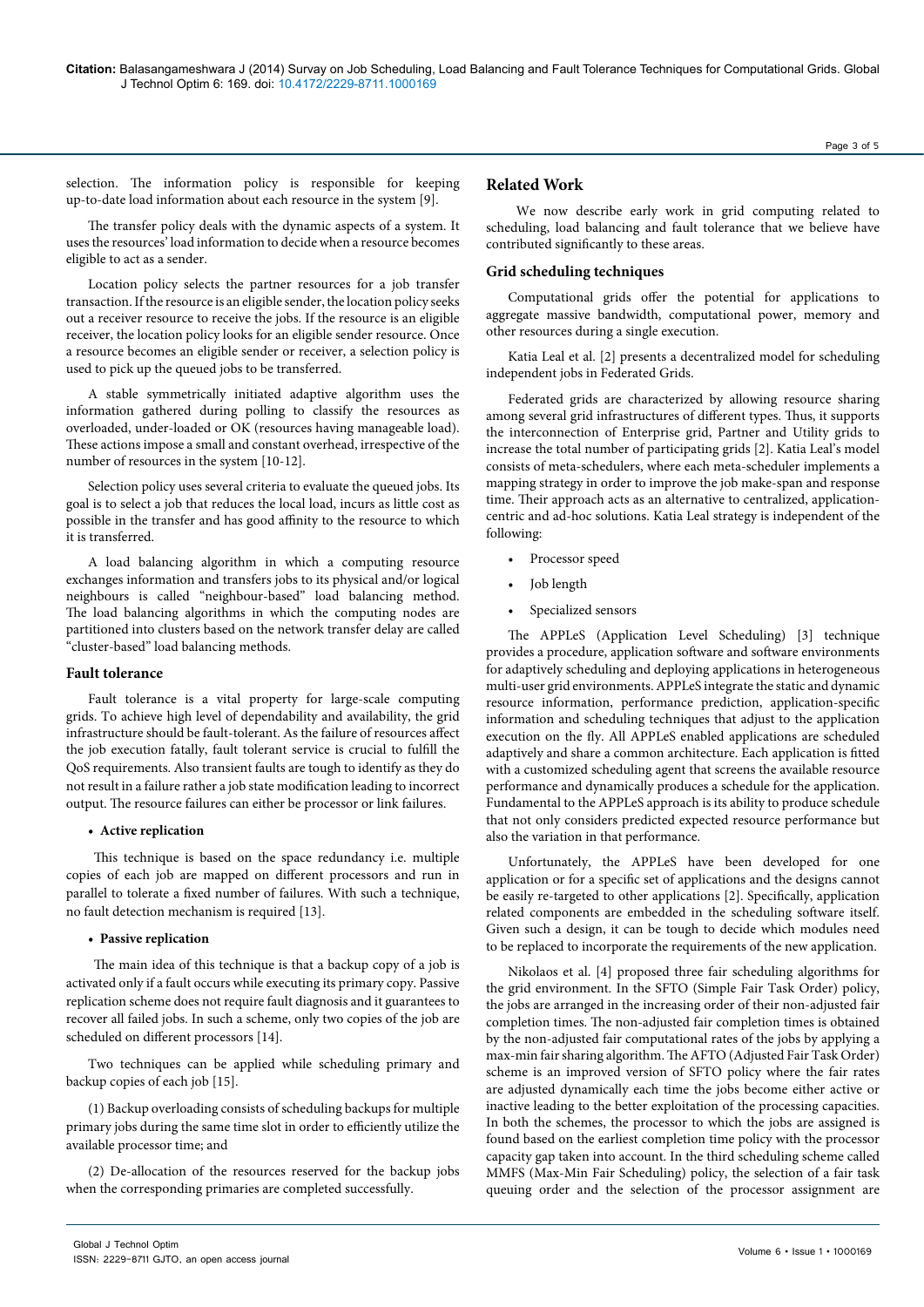selection. The information policy is responsible for keeping up-to-date load information about each resource in the system [9].

The transfer policy deals with the dynamic aspects of a system. It uses the resources' load information to decide when a resource becomes eligible to act as a sender.

Location policy selects the partner resources for a job transfer transaction. If the resource is an eligible sender, the location policy seeks out a receiver resource to receive the jobs. If the resource is an eligible receiver, the location policy looks for an eligible sender resource. Once a resource becomes an eligible sender or receiver, a selection policy is used to pick up the queued jobs to be transferred.

A stable symmetrically initiated adaptive algorithm uses the information gathered during polling to classify the resources as overloaded, under-loaded or OK (resources having manageable load). These actions impose a small and constant overhead, irrespective of the number of resources in the system [10-12].

Selection policy uses several criteria to evaluate the queued jobs. Its goal is to select a job that reduces the local load, incurs as little cost as possible in the transfer and has good affinity to the resource to which it is transferred.

A load balancing algorithm in which a computing resource exchanges information and transfers jobs to its physical and/or logical neighbours is called "neighbour-based" load balancing method. The load balancing algorithms in which the computing nodes are partitioned into clusters based on the network transfer delay are called "cluster-based" load balancing methods.

### Fault tolerance

Fault tolerance is a vital property for large-scale computing grids. To achieve high level of dependability and availability, the grid infrastructure should be fault-tolerant. As the failure of resources affect the job execution fatally, fault tolerant service is crucial to fulfill the QoS requirements. Also transient faults are tough to identify as they do not result in a failure rather a job state modification leading to incorrect output. The resource failures can either be processor or link failures.

- **Active replication**

This technique is based on the space redundancy i.e. multiple copies of each job are mapped on different processors and run in parallel to tolerate a fixed number of failures. With such a technique, no fault detection mechanism is required [13].

- **Passive replication**

The main idea of this technique is that a backup copy of a job is activated only if a fault occurs while executing its primary copy. Passive replication scheme does not require fault diagnosis and it guarantees to recover all failed jobs. In such a scheme, only two copies of the job are scheduled on different processors [14].

Two techniques can be applied while scheduling primary and backup copies of each job [15].

(1) Backup overloading consists of scheduling backups for multiple primary jobs during the same time slot in order to efficiently utilize the available processor time; and

(2) De-allocation of the resources reserved for the backup jobs when the corresponding primaries are completed successfully.

## Related Work

We now describe early work in grid computing related to scheduling, load balancing and fault tolerance that we believe have contributed significantly to these areas.

### Grid scheduling techniques

Computational grids offer the potential for applications to aggregate massive bandwidth, computational power, memory and other resources during a single execution.

Katia Leal et al. [2] presents a decentralized model for scheduling independent jobs in Federated Grids.

Federated grids are characterized by allowing resource sharing among several grid infrastructures of different types. Thus, it supports the interconnection of Enterprise grid, Partner and Utility grids to increase the total number of participating grids [2]. Katia Leal's model consists of meta-schedulers, where each meta-scheduler implements a mapping strategy in order to improve the job make-span and response time. Their approach acts as an alternative to centralized, application-centric and ad-hoc solutions. Katia Leal strategy is independent of the following:

- Processor speed
- Job length
- Specialized sensors

The APPLeS (Application Level Scheduling) [3] technique provides a procedure, application software and software environments for adaptively scheduling and deploying applications in heterogeneous multi-user grid environments. APPLeS integrate the static and dynamic resource information, performance prediction, application-specific information and scheduling techniques that adjust to the application execution on the fly. All APPLeS enabled applications are scheduled adaptively and share a common architecture. Each application is fitted with a customized scheduling agent that screens the available resource performance and dynamically produces a schedule for the application. Fundamental to the APPLeS approach is its ability to produce schedule that not only considers predicted expected resource performance but also the variation in that performance.

Unfortunately, the APPLeS have been developed for one application or for a specific set of applications and the designs cannot be easily re-targeted to other applications [2]. Specifically, application related components are embedded in the scheduling software itself. Given such a design, it can be tough to decide which modules need to be replaced to incorporate the requirements of the new application.

Nikolaos et al. [4] proposed three fair scheduling algorithms for the grid environment. In the SFTO (Simple Fair Task Order) policy, the jobs are arranged in the increasing order of their non-adjusted fair completion times. The non-adjusted fair completion times is obtained by the non-adjusted fair computational rates of the jobs by applying a max-min fair sharing algorithm. The AFTO (Adjusted Fair Task Order) scheme is an improved version of SFTO policy where the fair rates are adjusted dynamically each time the jobs become either active or inactive leading to the better exploitation of the processing capacities. In both the schemes, the processor to which the jobs are assigned is found based on the earliest completion time policy with the processor capacity gap taken into account. In the third scheduling scheme called MMFS (Max-Min Fair Scheduling) policy, the selection of a fair task queuing order and the selection of the processor assignment are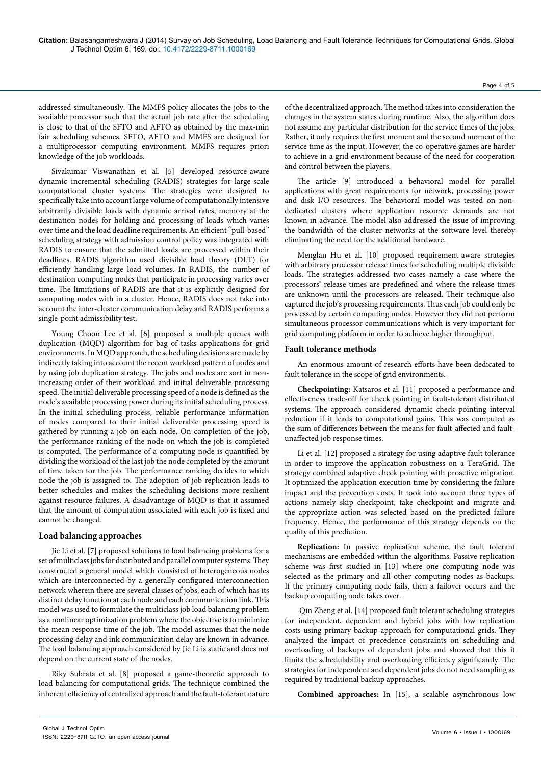addressed simultaneously. The MMFS policy allocates the jobs to the available processor such that the actual job rate after the scheduling is close to that of the SFTO and AFTO as obtained by the max-min fair scheduling schemes. SFTO, AFTO and MMFS are designed for a multiprocessor computing environment. MMFS requires priori knowledge of the job workloads.

Sivakumar Viswanathan et al. [5] developed resource-aware dynamic incremental scheduling (RADIS) strategies for large-scale computational cluster systems. The strategies were designed to specifically take into account large volume of computationally intensive arbitrarily divisible loads with dynamic arrival rates, memory at the destination nodes for holding and processing of loads which varies over time and the load deadline requirements. An efficient "pull-based" scheduling strategy with admission control policy was integrated with RADIS to ensure that the admitted loads are processed within their deadlines. RADIS algorithm used divisible load theory (DLT) for efficiently handling large load volumes. In RADIS, the number of destination computing nodes that participate in processing varies over time. The limitations of RADIS are that it is explicitly designed for computing nodes with in a cluster. Hence, RADIS does not take into account the inter-cluster communication delay and RADIS performs a single-point admissibility test.

Young Choon Lee et al. [6] proposed a multiple queues with duplication (MQD) algorithm for bag of tasks applications for grid environments. In MQD approach, the scheduling decisions are made by indirectly taking into account the recent workload pattern of nodes and by using job duplication strategy. The jobs and nodes are sort in non-increasing order of their workload and initial deliverable processing speed. The initial deliverable processing speed of a node is defined as the node's available processing power during its initial scheduling process. In the initial scheduling process, reliable performance information of nodes compared to their initial deliverable processing speed is gathered by running a job on each node. On completion of the job, the performance ranking of the node on which the job is completed is computed. The performance of a computing node is quantified by dividing the workload of the last job the node completed by the amount of time taken for the job. The performance ranking decides to which node the job is assigned to. The adoption of job replication leads to better schedules and makes the scheduling decisions more resilient against resource failures. A disadvantage of MQD is that it assumed that the amount of computation associated with each job is fixed and cannot be changed.

### Load balancing approaches

Jie Li et al. [7] proposed solutions to load balancing problems for a set of multiclass jobs for distributed and parallel computer systems. They constructed a general model which consisted of heterogeneous nodes which are interconnected by a generally configured interconnection network wherein there are several classes of jobs, each of which has its distinct delay function at each node and each communication link. This model was used to formulate the multiclass job load balancing problem as a nonlinear optimization problem where the objective is to minimize the mean response time of the job. The model assumes that the node processing delay and ink communication delay are known in advance. The load balancing approach considered by Jie Li is static and does not depend on the current state of the nodes.

Riky Subrata et al. [8] proposed a game-theoretic approach to load balancing for computational grids. The technique combined the inherent efficiency of centralized approach and the fault-tolerant nature of the decentralized approach. The method takes into consideration the changes in the system states during runtime. Also, the algorithm does not assume any particular distribution for the service times of the jobs. Rather, it only requires the first moment and the second moment of the service time as the input. However, the co-operative games are harder to achieve in a grid environment because of the need for cooperation and control between the players.

The article [9] introduced a behavioral model for parallel applications with great requirements for network, processing power and disk I/O resources. The behavioral model was tested on non-dedicated clusters where application resource demands are not known in advance. The model also addressed the issue of improving the bandwidth of the cluster networks at the software level thereby eliminating the need for the additional hardware.

Menglan Hu et al. [10] proposed requirement-aware strategies with arbitrary processor release times for scheduling multiple divisible loads. The strategies addressed two cases namely a case where the processors' release times are predefined and where the release times are unknown until the processors are released. Their technique also captured the job's processing requirements. Thus each job could only be processed by certain computing nodes. However they did not perform simultaneous processor communications which is very important for grid computing platform in order to achieve higher throughput.

### Fault tolerance methods

An enormous amount of research efforts have been dedicated to fault tolerance in the scope of grid environments.

**Checkpointing:** Katsaros et al. [11] proposed a performance and effectiveness trade-off for check pointing in fault-tolerant distributed systems. The approach considered dynamic check pointing interval reduction if it leads to computational gains. This was computed as the sum of differences between the means for fault-affected and fault-unaffected job response times.

Li et al. [12] proposed a strategy for using adaptive fault tolerance in order to improve the application robustness on a TeraGrid. The strategy combined adaptive check pointing with proactive migration. It optimized the application execution time by considering the failure impact and the prevention costs. It took into account three types of actions namely skip checkpoint, take checkpoint and migrate and the appropriate action was selected based on the predicted failure frequency. Hence, the performance of this strategy depends on the quality of this prediction.

**Replication:** In passive replication scheme, the fault tolerant mechanisms are embedded within the algorithms. Passive replication scheme was first studied in [13] where one computing node was selected as the primary and all other computing nodes as backups. If the primary computing node fails, then a failover occurs and the backup computing node takes over.

Qin Zheng et al. [14] proposed fault tolerant scheduling strategies for independent, dependent and hybrid jobs with low replication costs using primary-backup approach for computational grids. They analyzed the impact of precedence constraints on scheduling and overloading of backups of dependent jobs and showed that this it limits the schedulability and overloading efficiency significantly. The strategies for independent and dependent jobs do not need sampling as required by traditional backup approaches.

**Combined approaches:** In [15], a scalable asynchronous low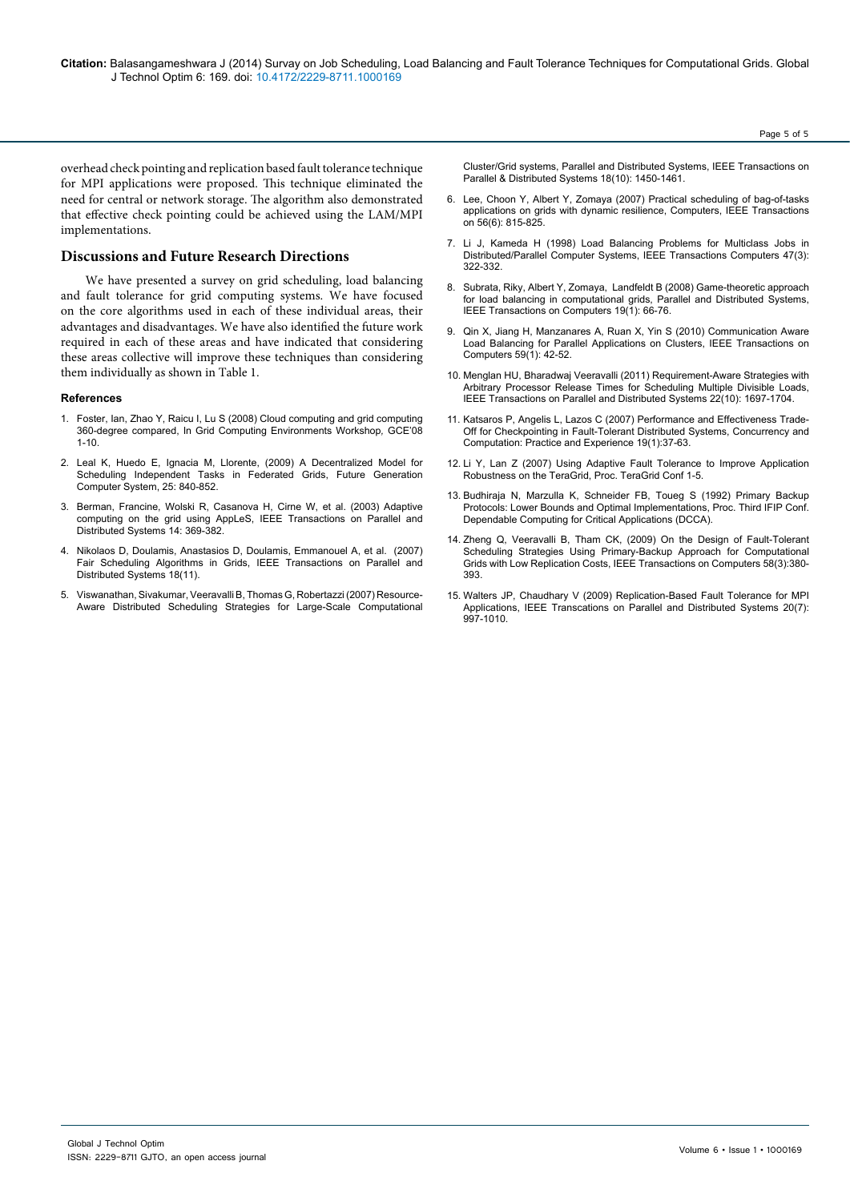overhead check pointing and replication based fault tolerance technique for MPI applications were proposed. This technique eliminated the need for central or network storage. The algorithm also demonstrated that effective check pointing could be achieved using the LAM/MPI implementations.

## Discussions and Future Research Directions

We have presented a survey on grid scheduling, load balancing and fault tolerance for grid computing systems. We have focused on the core algorithms used in each of these individual areas, their advantages and disadvantages. We have also identified the future work required in each of these areas and have indicated that considering these areas collective will improve these techniques than considering them individually as shown in Table 1.

### References

1. Foster, Ian, Zhao Y, Raicu I, Lu S (2008) Cloud computing and grid computing 360-degree compared, In Grid Computing Environments Workshop, GCE'08 1-10.
2. Leal K, Huedo E, Ignacia M, Llorente, (2009) A Decentralized Model for Scheduling Independent Tasks in Federated Grids, Future Generation Computer System, 25: 840-852.
3. Berman, Francine, Wolski R, Casanova H, Cirne W, et al. (2003) Adaptive computing on the grid using AppLeS, IEEE Transactions on Parallel and Distributed Systems 14: 369-382.
4. Nikolaos D, Doulamis, Anastasios D, Doulamis, Emmanouel A, et al. (2007) Fair Scheduling Algorithms in Grids, IEEE Transactions on Parallel and Distributed Systems 18(11).
5. Viswanathan, Sivakumar, Veeravalli B, Thomas G, Robertazzi (2007) Resource-Aware Distributed Scheduling Strategies for Large-Scale Computational Cluster/Grid systems, Parallel and Distributed Systems, IEEE Transactions on Parallel & Distributed Systems 18(10): 1450-1461.
6. Lee, Choon Y, Albert Y, Zomaya (2007) Practical scheduling of bag-of-tasks applications on grids with dynamic resilience, Computers, IEEE Transactions on 56(6): 815-825.
7. Li J, Kameda H (1998) Load Balancing Problems for Multiclass Jobs in Distributed/Parallel Computer Systems, IEEE Transactions Computers 47(3): 322-332.
8. Subrata, Riky, Albert Y, Zomaya, Landfeldt B (2008) Game-theoretic approach for load balancing in computational grids, Parallel and Distributed Systems, IEEE Transactions on Computers 19(1): 66-76.
9. Qin X, Jiang H, Manzanares A, Ruan X, Yin S (2010) Communication Aware Load Balancing for Parallel Applications on Clusters, IEEE Transactions on Computers 59(1): 42-52.
10. Menglan HU, Bharadwaj Veeravalli (2011) Requirement-Aware Strategies with Arbitrary Processor Release Times for Scheduling Multiple Divisible Loads, IEEE Transactions on Parallel and Distributed Systems 22(10): 1697-1704.
11. Katsaros P, Angelis L, Lazos C (2007) Performance and Effectiveness Trade-Off for Checkpointing in Fault-Tolerant Distributed Systems, Concurrency and Computation: Practice and Experience 19(1):37-63.
12. Li Y, Lan Z (2007) Using Adaptive Fault Tolerance to Improve Application Robustness on the TeraGrid, Proc. TeraGrid Conf 1-5.
13. Budhiraja N, Marzulla K, Schneider FB, Toueg S (1992) Primary Backup Protocols: Lower Bounds and Optimal Implementations, Proc. Third IFIP Conf. Dependable Computing for Critical Applications (DCCA).
14. Zheng Q, Veeravalli B, Tham CK, (2009) On the Design of Fault-Tolerant Scheduling Strategies Using Primary-Backup Approach for Computational Grids with Low Replication Costs, IEEE Transactions on Computers 58(3):380-393.
15. Walters JP, Chaudhary V (2009) Replication-Based Fault Tolerance for MPI Applications, IEEE Transcations on Parallel and Distributed Systems 20(7): 997-1010.